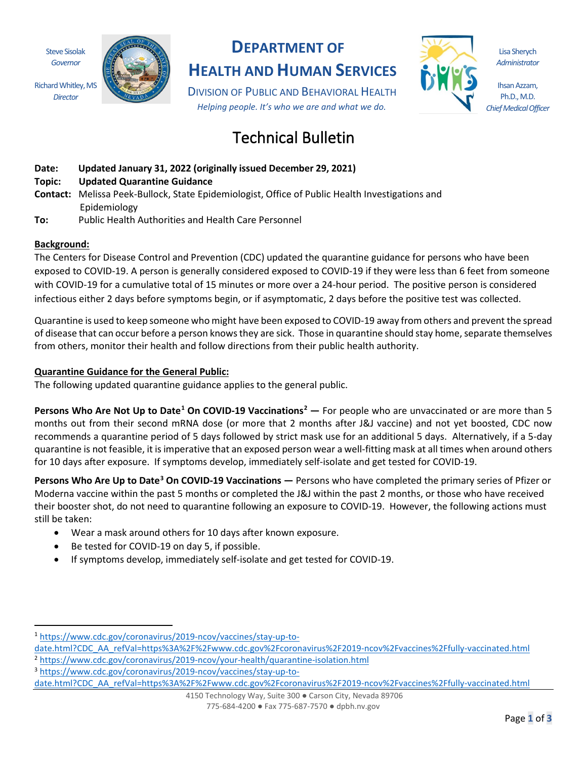Steve Sisolak
*Governor*

Richard Whitley, MS
*Director*

# DEPARTMENT OF HEALTH AND HUMAN SERVICES

DIVISION OF PUBLIC AND BEHAVIORAL HEALTH

*Helping people. It's who we are and what we do.*

Lisa Sherych
*Administrator*

Ihsan Azzam, Ph.D., M.D.
*Chief Medical Officer*

# Technical Bulletin

**Date:** **Updated January 31, 2022 (originally issued December 29, 2021)**
**Topic:** **Updated Quarantine Guidance**
**Contact:** Melissa Peek-Bullock, State Epidemiologist, Office of Public Health Investigations and Epidemiology
**To:** Public Health Authorities and Health Care Personnel

**Background:**

The Centers for Disease Control and Prevention (CDC) updated the quarantine guidance for persons who have been exposed to COVID-19. A person is generally considered exposed to COVID-19 if they were less than 6 feet from someone with COVID-19 for a cumulative total of 15 minutes or more over a 24-hour period. The positive person is considered infectious either 2 days before symptoms begin, or if asymptomatic, 2 days before the positive test was collected.

Quarantine is used to keep someone who might have been exposed to COVID-19 away from others and prevent the spread of disease that can occur before a person knows they are sick. Those in quarantine should stay home, separate themselves from others, monitor their health and follow directions from their public health authority.

**Quarantine Guidance for the General Public:**

The following updated quarantine guidance applies to the general public.

**Persons Who Are Not Up to Date[1] On COVID-19 Vaccinations[2] —** For people who are unvaccinated or are more than 5 months out from their second mRNA dose (or more that 2 months after J&J vaccine) and not yet boosted, CDC now recommends a quarantine period of 5 days followed by strict mask use for an additional 5 days. Alternatively, if a 5-day quarantine is not feasible, it is imperative that an exposed person wear a well-fitting mask at all times when around others for 10 days after exposure. If symptoms develop, immediately self-isolate and get tested for COVID-19.

**Persons Who Are Up to Date[3] On COVID-19 Vaccinations —** Persons who have completed the primary series of Pfizer or Moderna vaccine within the past 5 months or completed the J&J within the past 2 months, or those who have received their booster shot, do not need to quarantine following an exposure to COVID-19. However, the following actions must still be taken:

- Wear a mask around others for 10 days after known exposure.
- Be tested for COVID-19 on day 5, if possible.
- If symptoms develop, immediately self-isolate and get tested for COVID-19.

---

[1] https://www.cdc.gov/coronavirus/2019-ncov/vaccines/stay-up-to-date.html?CDC_AA_refVal=https%3A%2F%2Fwww.cdc.gov%2Fcoronavirus%2F2019-ncov%2Fvaccines%2Ffully-vaccinated.html

[2] https://www.cdc.gov/coronavirus/2019-ncov/your-health/quarantine-isolation.html

[3] https://www.cdc.gov/coronavirus/2019-ncov/vaccines/stay-up-to-date.html?CDC_AA_refVal=https%3A%2F%2Fwww.cdc.gov%2Fcoronavirus%2F2019-ncov%2Fvaccines%2Ffully-vaccinated.html

4150 Technology Way, Suite 300 ● Carson City, Nevada 89706
775-684-4200 ● Fax 775-687-7570 ● dpbh.nv.gov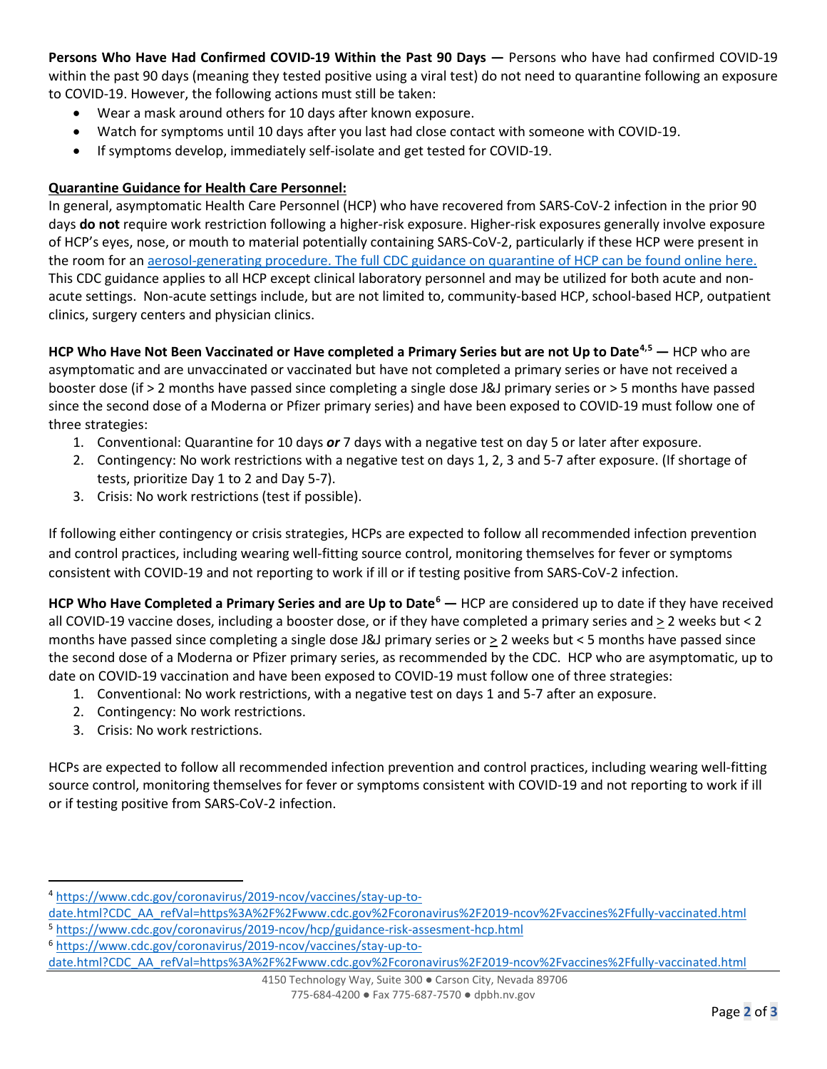**Persons Who Have Had Confirmed COVID-19 Within the Past 90 Days —** Persons who have had confirmed COVID-19 within the past 90 days (meaning they tested positive using a viral test) do not need to quarantine following an exposure to COVID-19. However, the following actions must still be taken:

- Wear a mask around others for 10 days after known exposure.
- Watch for symptoms until 10 days after you last had close contact with someone with COVID-19.
- If symptoms develop, immediately self-isolate and get tested for COVID-19.

**Quarantine Guidance for Health Care Personnel:**

In general, asymptomatic Health Care Personnel (HCP) who have recovered from SARS-CoV-2 infection in the prior 90 days **do not** require work restriction following a higher-risk exposure. Higher-risk exposures generally involve exposure of HCP's eyes, nose, or mouth to material potentially containing SARS-CoV-2, particularly if these HCP were present in the room for an aerosol-generating procedure. The full CDC guidance on quarantine of HCP can be found online here. This CDC guidance applies to all HCP except clinical laboratory personnel and may be utilized for both acute and non-acute settings. Non-acute settings include, but are not limited to, community-based HCP, school-based HCP, outpatient clinics, surgery centers and physician clinics.

**HCP Who Have Not Been Vaccinated or Have completed a Primary Series but are not Up to Date[4,5] —** HCP who are asymptomatic and are unvaccinated or vaccinated but have not completed a primary series or have not received a booster dose (if > 2 months have passed since completing a single dose J&J primary series or > 5 months have passed since the second dose of a Moderna or Pfizer primary series) and have been exposed to COVID-19 must follow one of three strategies:

1. Conventional: Quarantine for 10 days ***or*** 7 days with a negative test on day 5 or later after exposure.
2. Contingency: No work restrictions with a negative test on days 1, 2, 3 and 5-7 after exposure. (If shortage of tests, prioritize Day 1 to 2 and Day 5-7).
3. Crisis: No work restrictions (test if possible).

If following either contingency or crisis strategies, HCPs are expected to follow all recommended infection prevention and control practices, including wearing well-fitting source control, monitoring themselves for fever or symptoms consistent with COVID-19 and not reporting to work if ill or if testing positive from SARS-CoV-2 infection.

**HCP Who Have Completed a Primary Series and are Up to Date[6] —** HCP are considered up to date if they have received all COVID-19 vaccine doses, including a booster dose, or if they have completed a primary series and ≥ 2 weeks but < 2 months have passed since completing a single dose J&J primary series or ≥ 2 weeks but < 5 months have passed since the second dose of a Moderna or Pfizer primary series, as recommended by the CDC. HCP who are asymptomatic, up to date on COVID-19 vaccination and have been exposed to COVID-19 must follow one of three strategies:

1. Conventional: No work restrictions, with a negative test on days 1 and 5-7 after an exposure.
2. Contingency: No work restrictions.
3. Crisis: No work restrictions.

HCPs are expected to follow all recommended infection prevention and control practices, including wearing well-fitting source control, monitoring themselves for fever or symptoms consistent with COVID-19 and not reporting to work if ill or if testing positive from SARS-CoV-2 infection.

---

[4] https://www.cdc.gov/coronavirus/2019-ncov/vaccines/stay-up-to-date.html?CDC_AA_refVal=https%3A%2F%2Fwww.cdc.gov%2Fcoronavirus%2F2019-ncov%2Fvaccines%2Ffully-vaccinated.html

[5] https://www.cdc.gov/coronavirus/2019-ncov/hcp/guidance-risk-assesment-hcp.html

[6] https://www.cdc.gov/coronavirus/2019-ncov/vaccines/stay-up-to-date.html?CDC_AA_refVal=https%3A%2F%2Fwww.cdc.gov%2Fcoronavirus%2F2019-ncov%2Fvaccines%2Ffully-vaccinated.html

4150 Technology Way, Suite 300 ● Carson City, Nevada 89706
775-684-4200 ● Fax 775-687-7570 ● dpbh.nv.gov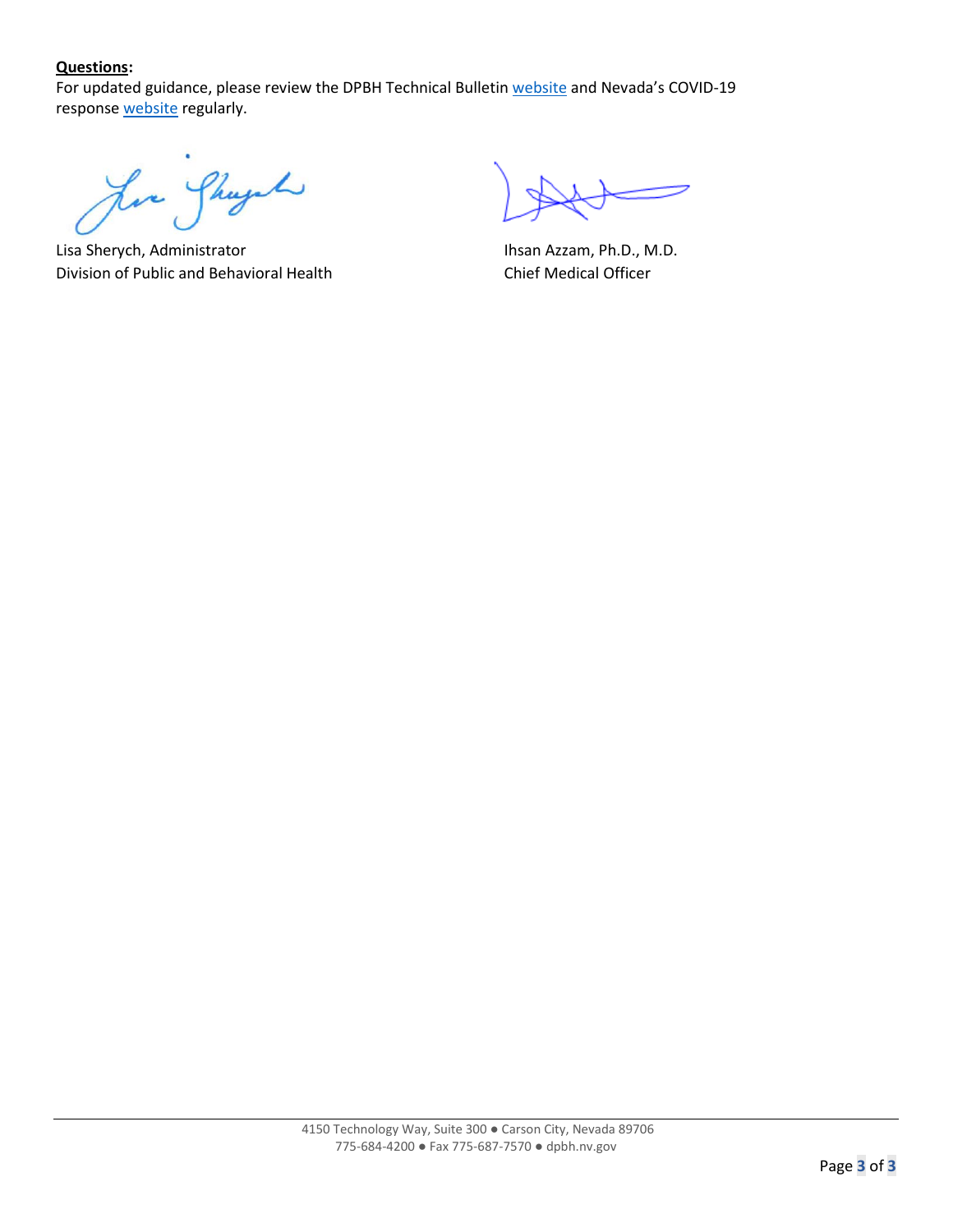**Questions**:

For updated guidance, please review the DPBH Technical Bulletin website and Nevada's COVID-19 response website regularly.

Lisa Sherych, Administrator
Division of Public and Behavioral Health

Ihsan Azzam, Ph.D., M.D.
Chief Medical Officer

4150 Technology Way, Suite 300 ● Carson City, Nevada 89706
775-684-4200 ● Fax 775-687-7570 ● dpbh.nv.gov